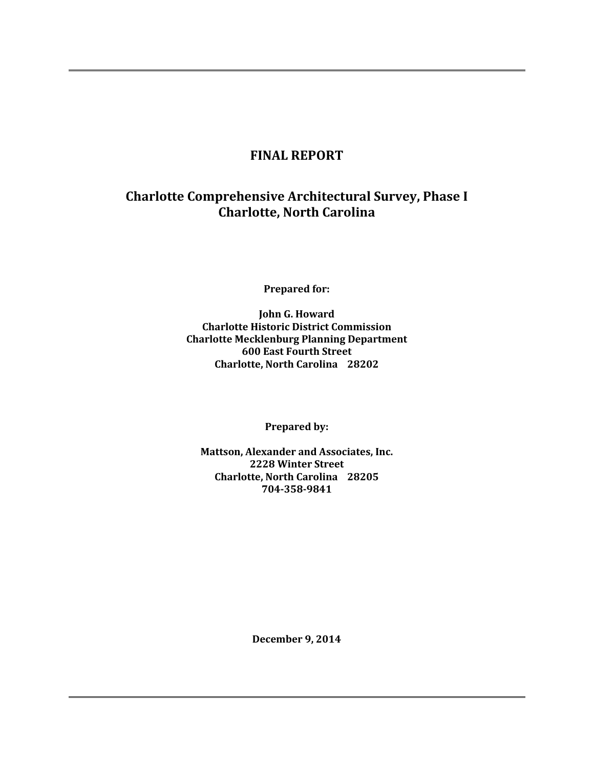# FINAL REPORT

## Charlotte Comprehensive Architectural Survey, Phase I
## Charlotte, North Carolina

**Prepared for:**

**John G. Howard**
**Charlotte Historic District Commission**
**Charlotte Mecklenburg Planning Department**
**600 East Fourth Street**
**Charlotte, North Carolina 28202**

**Prepared by:**

**Mattson, Alexander and Associates, Inc.**
**2228 Winter Street**
**Charlotte, North Carolina 28205**
**704-358-9841**

**December 9, 2014**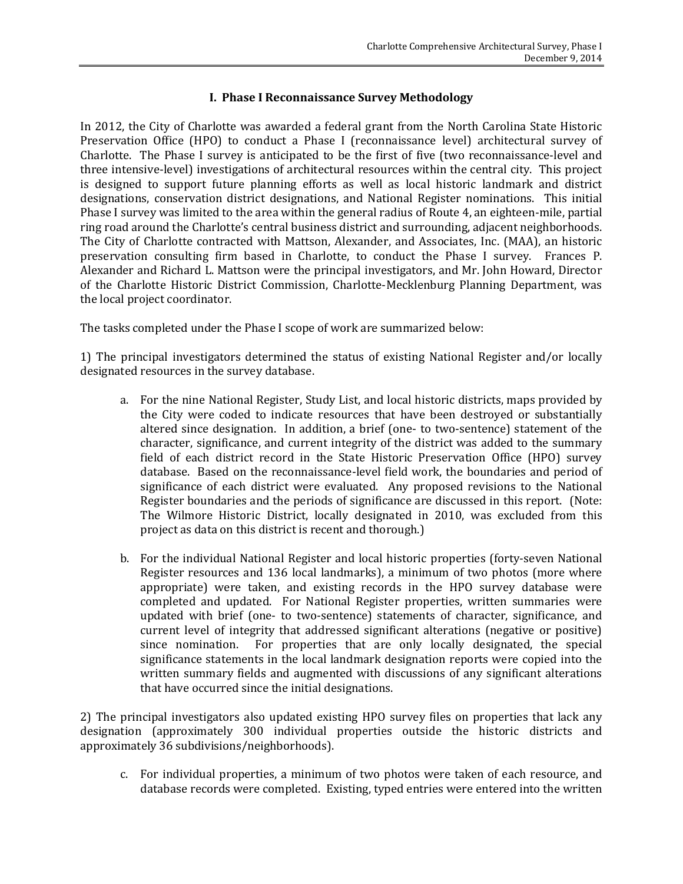## I. Phase I Reconnaissance Survey Methodology

In 2012, the City of Charlotte was awarded a federal grant from the North Carolina State Historic Preservation Office (HPO) to conduct a Phase I (reconnaissance level) architectural survey of Charlotte. The Phase I survey is anticipated to be the first of five (two reconnaissance-level and three intensive-level) investigations of architectural resources within the central city. This project is designed to support future planning efforts as well as local historic landmark and district designations, conservation district designations, and National Register nominations. This initial Phase I survey was limited to the area within the general radius of Route 4, an eighteen-mile, partial ring road around the Charlotte's central business district and surrounding, adjacent neighborhoods. The City of Charlotte contracted with Mattson, Alexander, and Associates, Inc. (MAA), an historic preservation consulting firm based in Charlotte, to conduct the Phase I survey. Frances P. Alexander and Richard L. Mattson were the principal investigators, and Mr. John Howard, Director of the Charlotte Historic District Commission, Charlotte-Mecklenburg Planning Department, was the local project coordinator.

The tasks completed under the Phase I scope of work are summarized below:

1) The principal investigators determined the status of existing National Register and/or locally designated resources in the survey database.

a. For the nine National Register, Study List, and local historic districts, maps provided by the City were coded to indicate resources that have been destroyed or substantially altered since designation. In addition, a brief (one- to two-sentence) statement of the character, significance, and current integrity of the district was added to the summary field of each district record in the State Historic Preservation Office (HPO) survey database. Based on the reconnaissance-level field work, the boundaries and period of significance of each district were evaluated. Any proposed revisions to the National Register boundaries and the periods of significance are discussed in this report. (Note: The Wilmore Historic District, locally designated in 2010, was excluded from this project as data on this district is recent and thorough.)

b. For the individual National Register and local historic properties (forty-seven National Register resources and 136 local landmarks), a minimum of two photos (more where appropriate) were taken, and existing records in the HPO survey database were completed and updated. For National Register properties, written summaries were updated with brief (one- to two-sentence) statements of character, significance, and current level of integrity that addressed significant alterations (negative or positive) since nomination. For properties that are only locally designated, the special significance statements in the local landmark designation reports were copied into the written summary fields and augmented with discussions of any significant alterations that have occurred since the initial designations.

2) The principal investigators also updated existing HPO survey files on properties that lack any designation (approximately 300 individual properties outside the historic districts and approximately 36 subdivisions/neighborhoods).

c. For individual properties, a minimum of two photos were taken of each resource, and database records were completed. Existing, typed entries were entered into the written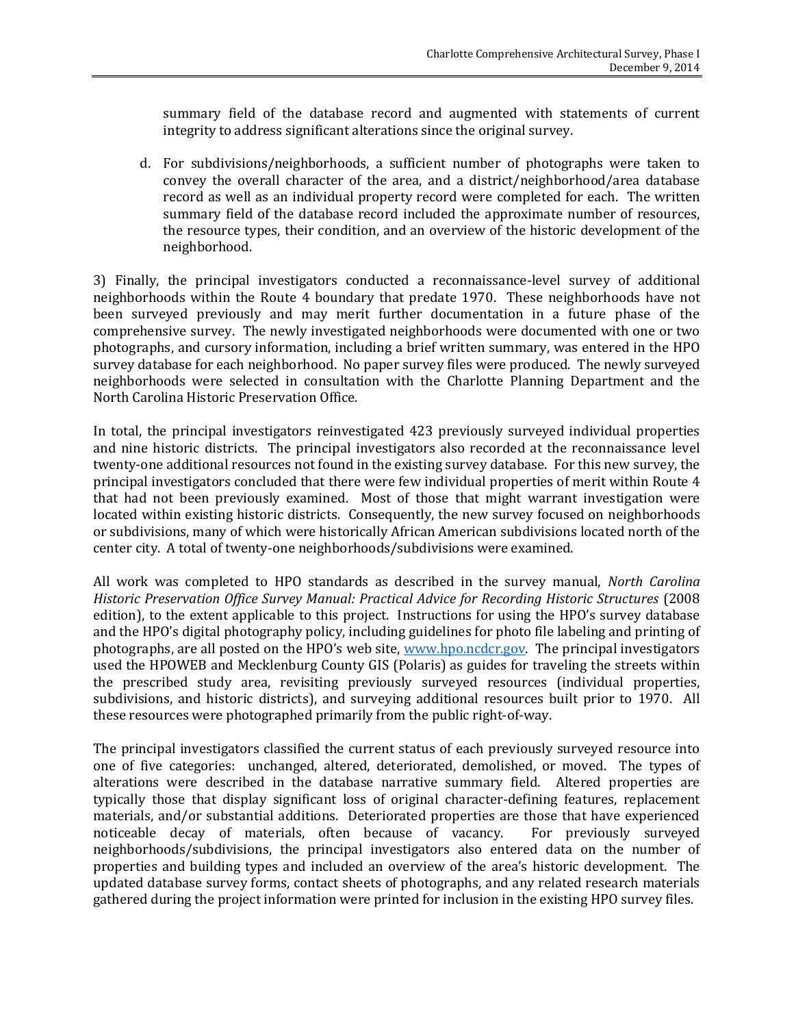summary field of the database record and augmented with statements of current integrity to address significant alterations since the original survey.

d. For subdivisions/neighborhoods, a sufficient number of photographs were taken to convey the overall character of the area, and a district/neighborhood/area database record as well as an individual property record were completed for each. The written summary field of the database record included the approximate number of resources, the resource types, their condition, and an overview of the historic development of the neighborhood.

3) Finally, the principal investigators conducted a reconnaissance-level survey of additional neighborhoods within the Route 4 boundary that predate 1970. These neighborhoods have not been surveyed previously and may merit further documentation in a future phase of the comprehensive survey. The newly investigated neighborhoods were documented with one or two photographs, and cursory information, including a brief written summary, was entered in the HPO survey database for each neighborhood. No paper survey files were produced. The newly surveyed neighborhoods were selected in consultation with the Charlotte Planning Department and the North Carolina Historic Preservation Office.

In total, the principal investigators reinvestigated 423 previously surveyed individual properties and nine historic districts. The principal investigators also recorded at the reconnaissance level twenty-one additional resources not found in the existing survey database. For this new survey, the principal investigators concluded that there were few individual properties of merit within Route 4 that had not been previously examined. Most of those that might warrant investigation were located within existing historic districts. Consequently, the new survey focused on neighborhoods or subdivisions, many of which were historically African American subdivisions located north of the center city. A total of twenty-one neighborhoods/subdivisions were examined.

All work was completed to HPO standards as described in the survey manual, *North Carolina Historic Preservation Office Survey Manual: Practical Advice for Recording Historic Structures* (2008 edition), to the extent applicable to this project. Instructions for using the HPO's survey database and the HPO's digital photography policy, including guidelines for photo file labeling and printing of photographs, are all posted on the HPO's web site, [www.hpo.ncdcr.gov](http://www.hpo.ncdcr.gov). The principal investigators used the HPOWEB and Mecklenburg County GIS (Polaris) as guides for traveling the streets within the prescribed study area, revisiting previously surveyed resources (individual properties, subdivisions, and historic districts), and surveying additional resources built prior to 1970. All these resources were photographed primarily from the public right-of-way.

The principal investigators classified the current status of each previously surveyed resource into one of five categories: unchanged, altered, deteriorated, demolished, or moved. The types of alterations were described in the database narrative summary field. Altered properties are typically those that display significant loss of original character-defining features, replacement materials, and/or substantial additions. Deteriorated properties are those that have experienced noticeable decay of materials, often because of vacancy. For previously surveyed neighborhoods/subdivisions, the principal investigators also entered data on the number of properties and building types and included an overview of the area's historic development. The updated database survey forms, contact sheets of photographs, and any related research materials gathered during the project information were printed for inclusion in the existing HPO survey files.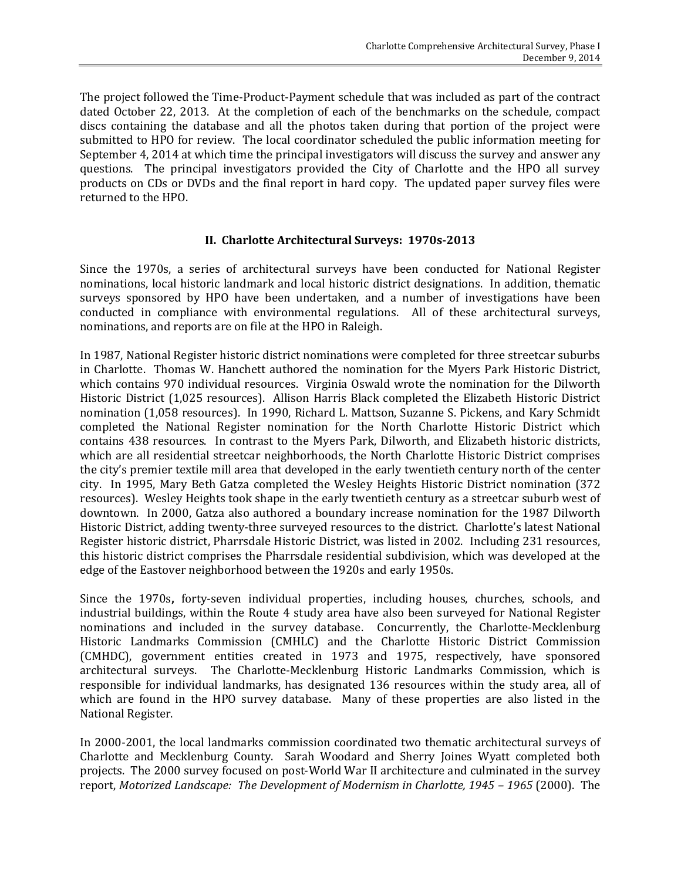The project followed the Time-Product-Payment schedule that was included as part of the contract dated October 22, 2013. At the completion of each of the benchmarks on the schedule, compact discs containing the database and all the photos taken during that portion of the project were submitted to HPO for review. The local coordinator scheduled the public information meeting for September 4, 2014 at which time the principal investigators will discuss the survey and answer any questions. The principal investigators provided the City of Charlotte and the HPO all survey products on CDs or DVDs and the final report in hard copy. The updated paper survey files were returned to the HPO.

## II. Charlotte Architectural Surveys: 1970s-2013

Since the 1970s, a series of architectural surveys have been conducted for National Register nominations, local historic landmark and local historic district designations. In addition, thematic surveys sponsored by HPO have been undertaken, and a number of investigations have been conducted in compliance with environmental regulations. All of these architectural surveys, nominations, and reports are on file at the HPO in Raleigh.

In 1987, National Register historic district nominations were completed for three streetcar suburbs in Charlotte. Thomas W. Hanchett authored the nomination for the Myers Park Historic District, which contains 970 individual resources. Virginia Oswald wrote the nomination for the Dilworth Historic District (1,025 resources). Allison Harris Black completed the Elizabeth Historic District nomination (1,058 resources). In 1990, Richard L. Mattson, Suzanne S. Pickens, and Kary Schmidt completed the National Register nomination for the North Charlotte Historic District which contains 438 resources. In contrast to the Myers Park, Dilworth, and Elizabeth historic districts, which are all residential streetcar neighborhoods, the North Charlotte Historic District comprises the city's premier textile mill area that developed in the early twentieth century north of the center city. In 1995, Mary Beth Gatza completed the Wesley Heights Historic District nomination (372 resources). Wesley Heights took shape in the early twentieth century as a streetcar suburb west of downtown. In 2000, Gatza also authored a boundary increase nomination for the 1987 Dilworth Historic District, adding twenty-three surveyed resources to the district. Charlotte's latest National Register historic district, Pharrsdale Historic District, was listed in 2002. Including 231 resources, this historic district comprises the Pharrsdale residential subdivision, which was developed at the edge of the Eastover neighborhood between the 1920s and early 1950s.

Since the 1970s**,** forty-seven individual properties, including houses, churches, schools, and industrial buildings, within the Route 4 study area have also been surveyed for National Register nominations and included in the survey database. Concurrently, the Charlotte-Mecklenburg Historic Landmarks Commission (CMHLC) and the Charlotte Historic District Commission (CMHDC), government entities created in 1973 and 1975, respectively, have sponsored architectural surveys. The Charlotte-Mecklenburg Historic Landmarks Commission, which is responsible for individual landmarks, has designated 136 resources within the study area, all of which are found in the HPO survey database. Many of these properties are also listed in the National Register.

In 2000-2001, the local landmarks commission coordinated two thematic architectural surveys of Charlotte and Mecklenburg County. Sarah Woodard and Sherry Joines Wyatt completed both projects. The 2000 survey focused on post-World War II architecture and culminated in the survey report, *Motorized Landscape: The Development of Modernism in Charlotte, 1945 – 1965* (2000). The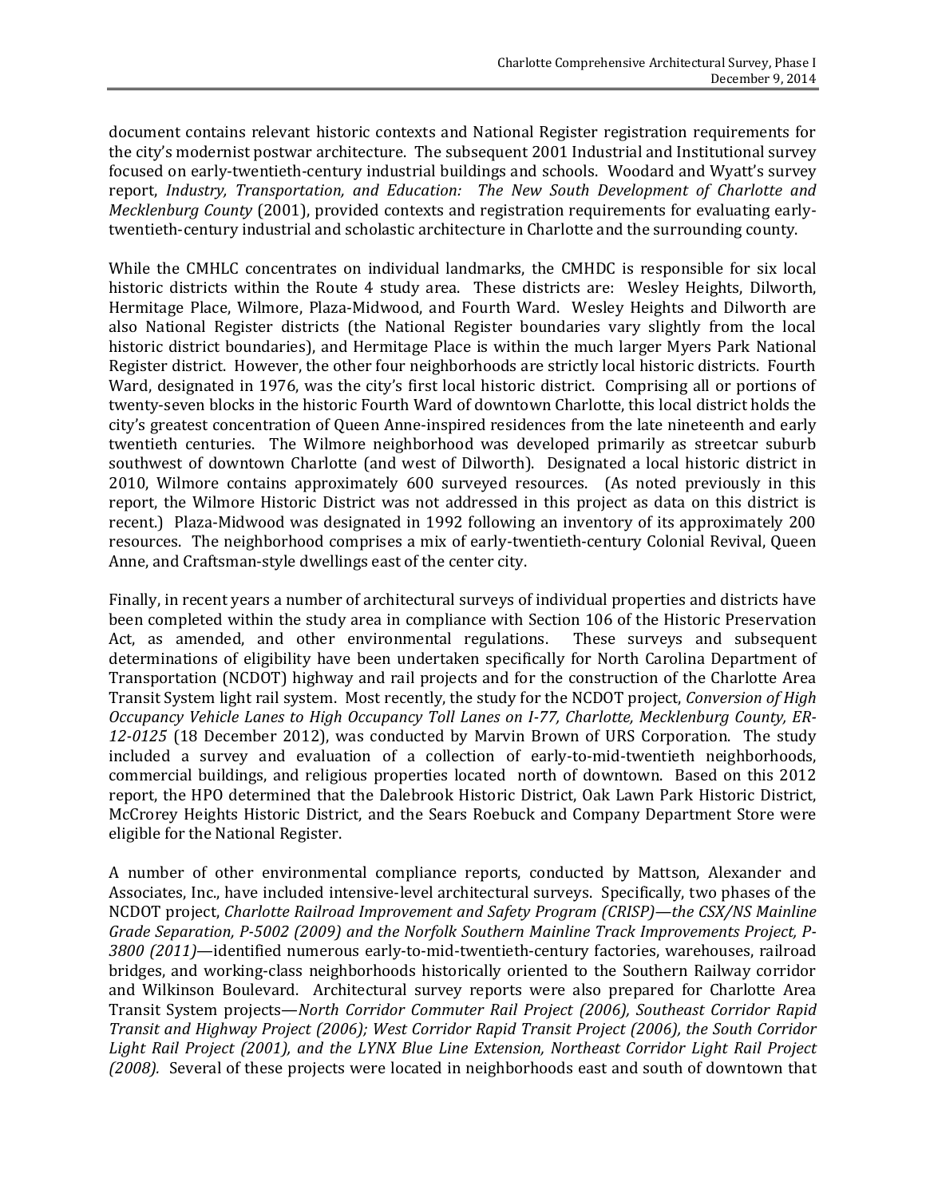document contains relevant historic contexts and National Register registration requirements for the city's modernist postwar architecture. The subsequent 2001 Industrial and Institutional survey focused on early-twentieth-century industrial buildings and schools. Woodard and Wyatt's survey report, *Industry, Transportation, and Education: The New South Development of Charlotte and Mecklenburg County* (2001), provided contexts and registration requirements for evaluating early-twentieth-century industrial and scholastic architecture in Charlotte and the surrounding county.

While the CMHLC concentrates on individual landmarks, the CMHDC is responsible for six local historic districts within the Route 4 study area. These districts are: Wesley Heights, Dilworth, Hermitage Place, Wilmore, Plaza-Midwood, and Fourth Ward. Wesley Heights and Dilworth are also National Register districts (the National Register boundaries vary slightly from the local historic district boundaries), and Hermitage Place is within the much larger Myers Park National Register district. However, the other four neighborhoods are strictly local historic districts. Fourth Ward, designated in 1976, was the city's first local historic district. Comprising all or portions of twenty-seven blocks in the historic Fourth Ward of downtown Charlotte, this local district holds the city's greatest concentration of Queen Anne-inspired residences from the late nineteenth and early twentieth centuries. The Wilmore neighborhood was developed primarily as streetcar suburb southwest of downtown Charlotte (and west of Dilworth). Designated a local historic district in 2010, Wilmore contains approximately 600 surveyed resources. (As noted previously in this report, the Wilmore Historic District was not addressed in this project as data on this district is recent.) Plaza-Midwood was designated in 1992 following an inventory of its approximately 200 resources. The neighborhood comprises a mix of early-twentieth-century Colonial Revival, Queen Anne, and Craftsman-style dwellings east of the center city.

Finally, in recent years a number of architectural surveys of individual properties and districts have been completed within the study area in compliance with Section 106 of the Historic Preservation Act, as amended, and other environmental regulations. These surveys and subsequent determinations of eligibility have been undertaken specifically for North Carolina Department of Transportation (NCDOT) highway and rail projects and for the construction of the Charlotte Area Transit System light rail system. Most recently, the study for the NCDOT project, *Conversion of High Occupancy Vehicle Lanes to High Occupancy Toll Lanes on I-77, Charlotte, Mecklenburg County, ER-12-0125* (18 December 2012), was conducted by Marvin Brown of URS Corporation. The study included a survey and evaluation of a collection of early-to-mid-twentieth neighborhoods, commercial buildings, and religious properties located north of downtown. Based on this 2012 report, the HPO determined that the Dalebrook Historic District, Oak Lawn Park Historic District, McCrorey Heights Historic District, and the Sears Roebuck and Company Department Store were eligible for the National Register.

A number of other environmental compliance reports, conducted by Mattson, Alexander and Associates, Inc., have included intensive-level architectural surveys. Specifically, two phases of the NCDOT project, *Charlotte Railroad Improvement and Safety Program (CRISP)—the CSX/NS Mainline Grade Separation, P-5002 (2009) and the Norfolk Southern Mainline Track Improvements Project, P-3800 (2011)*—identified numerous early-to-mid-twentieth-century factories, warehouses, railroad bridges, and working-class neighborhoods historically oriented to the Southern Railway corridor and Wilkinson Boulevard. Architectural survey reports were also prepared for Charlotte Area Transit System projects—*North Corridor Commuter Rail Project (2006), Southeast Corridor Rapid Transit and Highway Project (2006); West Corridor Rapid Transit Project (2006), the South Corridor Light Rail Project (2001), and the LYNX Blue Line Extension, Northeast Corridor Light Rail Project (2008).* Several of these projects were located in neighborhoods east and south of downtown that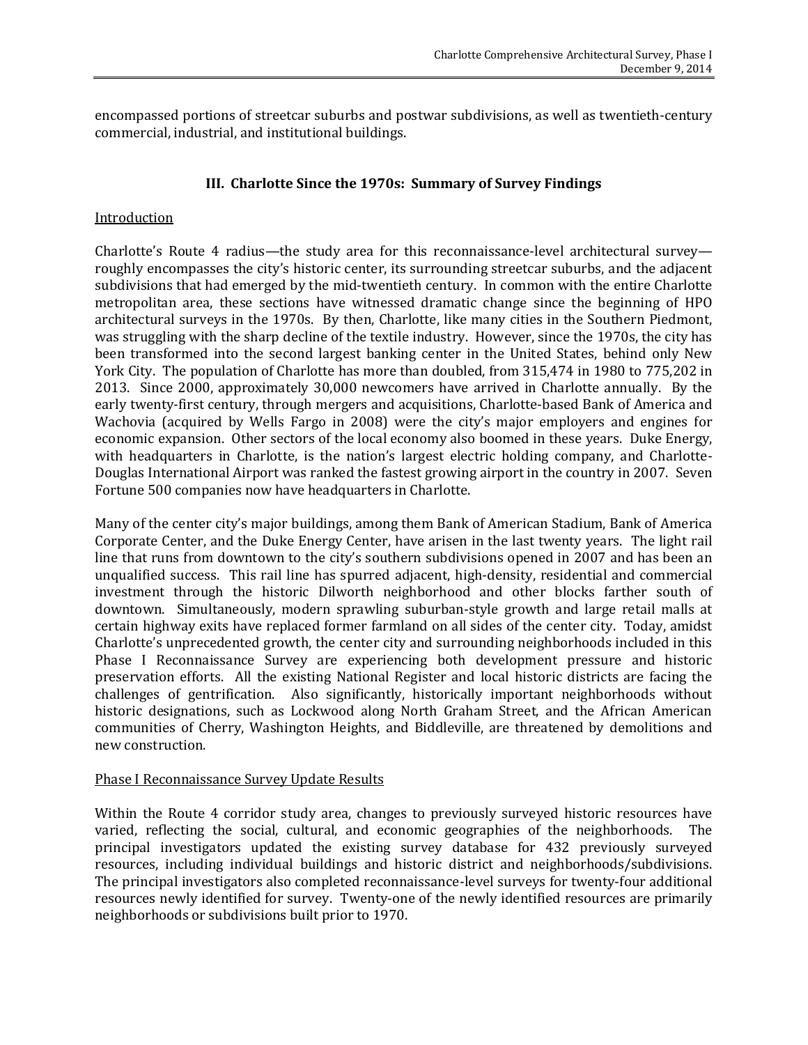encompassed portions of streetcar suburbs and postwar subdivisions, as well as twentieth-century commercial, industrial, and institutional buildings.

## III. Charlotte Since the 1970s: Summary of Survey Findings

Introduction

Charlotte's Route 4 radius—the study area for this reconnaissance-level architectural survey—roughly encompasses the city's historic center, its surrounding streetcar suburbs, and the adjacent subdivisions that had emerged by the mid-twentieth century. In common with the entire Charlotte metropolitan area, these sections have witnessed dramatic change since the beginning of HPO architectural surveys in the 1970s. By then, Charlotte, like many cities in the Southern Piedmont, was struggling with the sharp decline of the textile industry. However, since the 1970s, the city has been transformed into the second largest banking center in the United States, behind only New York City. The population of Charlotte has more than doubled, from 315,474 in 1980 to 775,202 in 2013. Since 2000, approximately 30,000 newcomers have arrived in Charlotte annually. By the early twenty-first century, through mergers and acquisitions, Charlotte-based Bank of America and Wachovia (acquired by Wells Fargo in 2008) were the city's major employers and engines for economic expansion. Other sectors of the local economy also boomed in these years. Duke Energy, with headquarters in Charlotte, is the nation's largest electric holding company, and Charlotte-Douglas International Airport was ranked the fastest growing airport in the country in 2007. Seven Fortune 500 companies now have headquarters in Charlotte.

Many of the center city's major buildings, among them Bank of American Stadium, Bank of America Corporate Center, and the Duke Energy Center, have arisen in the last twenty years. The light rail line that runs from downtown to the city's southern subdivisions opened in 2007 and has been an unqualified success. This rail line has spurred adjacent, high-density, residential and commercial investment through the historic Dilworth neighborhood and other blocks farther south of downtown. Simultaneously, modern sprawling suburban-style growth and large retail malls at certain highway exits have replaced former farmland on all sides of the center city. Today, amidst Charlotte's unprecedented growth, the center city and surrounding neighborhoods included in this Phase I Reconnaissance Survey are experiencing both development pressure and historic preservation efforts. All the existing National Register and local historic districts are facing the challenges of gentrification. Also significantly, historically important neighborhoods without historic designations, such as Lockwood along North Graham Street, and the African American communities of Cherry, Washington Heights, and Biddleville, are threatened by demolitions and new construction.

Phase I Reconnaissance Survey Update Results

Within the Route 4 corridor study area, changes to previously surveyed historic resources have varied, reflecting the social, cultural, and economic geographies of the neighborhoods. The principal investigators updated the existing survey database for 432 previously surveyed resources, including individual buildings and historic district and neighborhoods/subdivisions. The principal investigators also completed reconnaissance-level surveys for twenty-four additional resources newly identified for survey. Twenty-one of the newly identified resources are primarily neighborhoods or subdivisions built prior to 1970.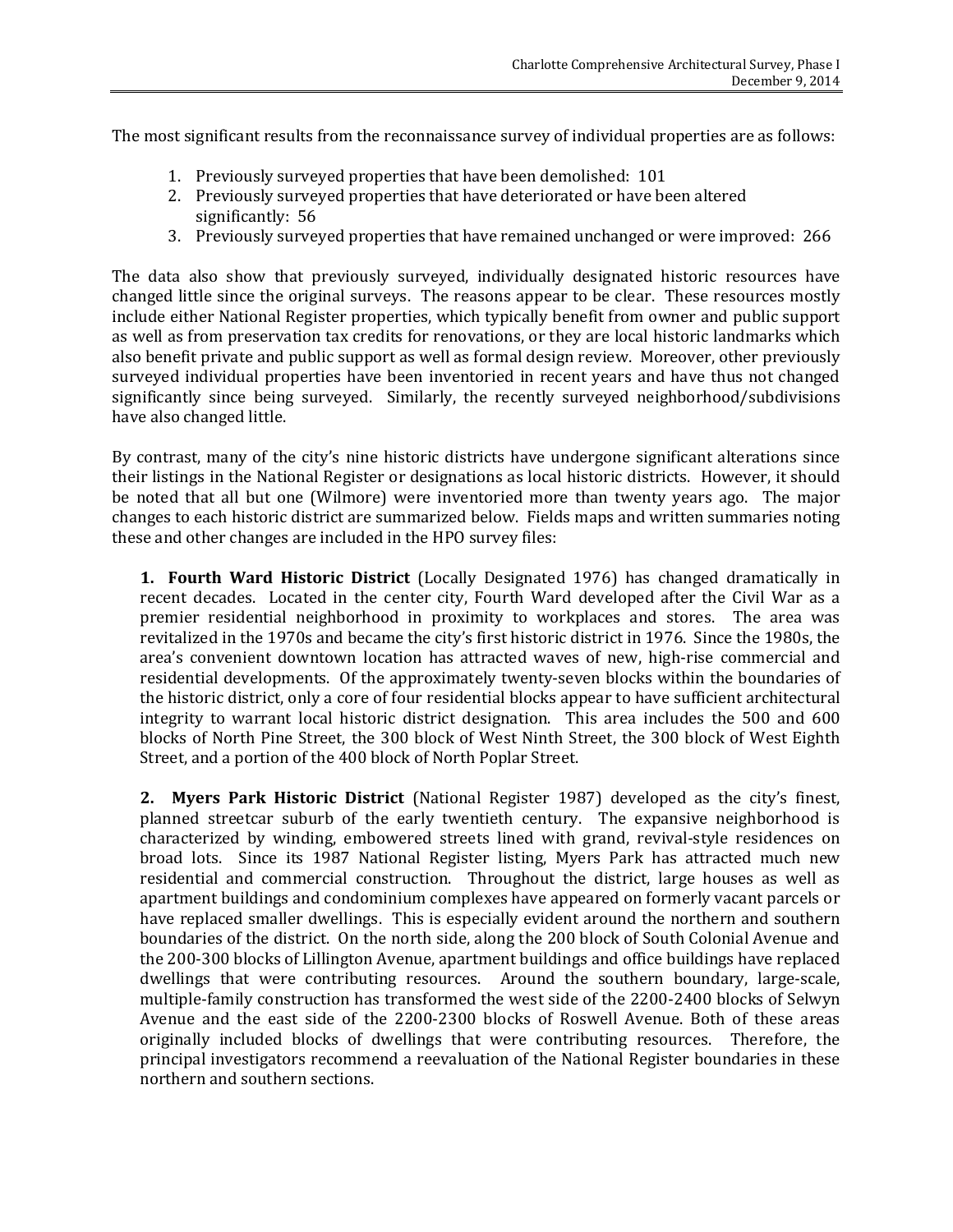The most significant results from the reconnaissance survey of individual properties are as follows:

1. Previously surveyed properties that have been demolished: 101
2. Previously surveyed properties that have deteriorated or have been altered significantly: 56
3. Previously surveyed properties that have remained unchanged or were improved: 266

The data also show that previously surveyed, individually designated historic resources have changed little since the original surveys. The reasons appear to be clear. These resources mostly include either National Register properties, which typically benefit from owner and public support as well as from preservation tax credits for renovations, or they are local historic landmarks which also benefit private and public support as well as formal design review. Moreover, other previously surveyed individual properties have been inventoried in recent years and have thus not changed significantly since being surveyed. Similarly, the recently surveyed neighborhood/subdivisions have also changed little.

By contrast, many of the city's nine historic districts have undergone significant alterations since their listings in the National Register or designations as local historic districts. However, it should be noted that all but one (Wilmore) were inventoried more than twenty years ago. The major changes to each historic district are summarized below. Fields maps and written summaries noting these and other changes are included in the HPO survey files:

**1. Fourth Ward Historic District** (Locally Designated 1976) has changed dramatically in recent decades. Located in the center city, Fourth Ward developed after the Civil War as a premier residential neighborhood in proximity to workplaces and stores. The area was revitalized in the 1970s and became the city's first historic district in 1976. Since the 1980s, the area's convenient downtown location has attracted waves of new, high-rise commercial and residential developments. Of the approximately twenty-seven blocks within the boundaries of the historic district, only a core of four residential blocks appear to have sufficient architectural integrity to warrant local historic district designation. This area includes the 500 and 600 blocks of North Pine Street, the 300 block of West Ninth Street, the 300 block of West Eighth Street, and a portion of the 400 block of North Poplar Street.

**2. Myers Park Historic District** (National Register 1987) developed as the city's finest, planned streetcar suburb of the early twentieth century. The expansive neighborhood is characterized by winding, embowered streets lined with grand, revival-style residences on broad lots. Since its 1987 National Register listing, Myers Park has attracted much new residential and commercial construction. Throughout the district, large houses as well as apartment buildings and condominium complexes have appeared on formerly vacant parcels or have replaced smaller dwellings. This is especially evident around the northern and southern boundaries of the district. On the north side, along the 200 block of South Colonial Avenue and the 200-300 blocks of Lillington Avenue, apartment buildings and office buildings have replaced dwellings that were contributing resources. Around the southern boundary, large-scale, multiple-family construction has transformed the west side of the 2200-2400 blocks of Selwyn Avenue and the east side of the 2200-2300 blocks of Roswell Avenue. Both of these areas originally included blocks of dwellings that were contributing resources. Therefore, the principal investigators recommend a reevaluation of the National Register boundaries in these northern and southern sections.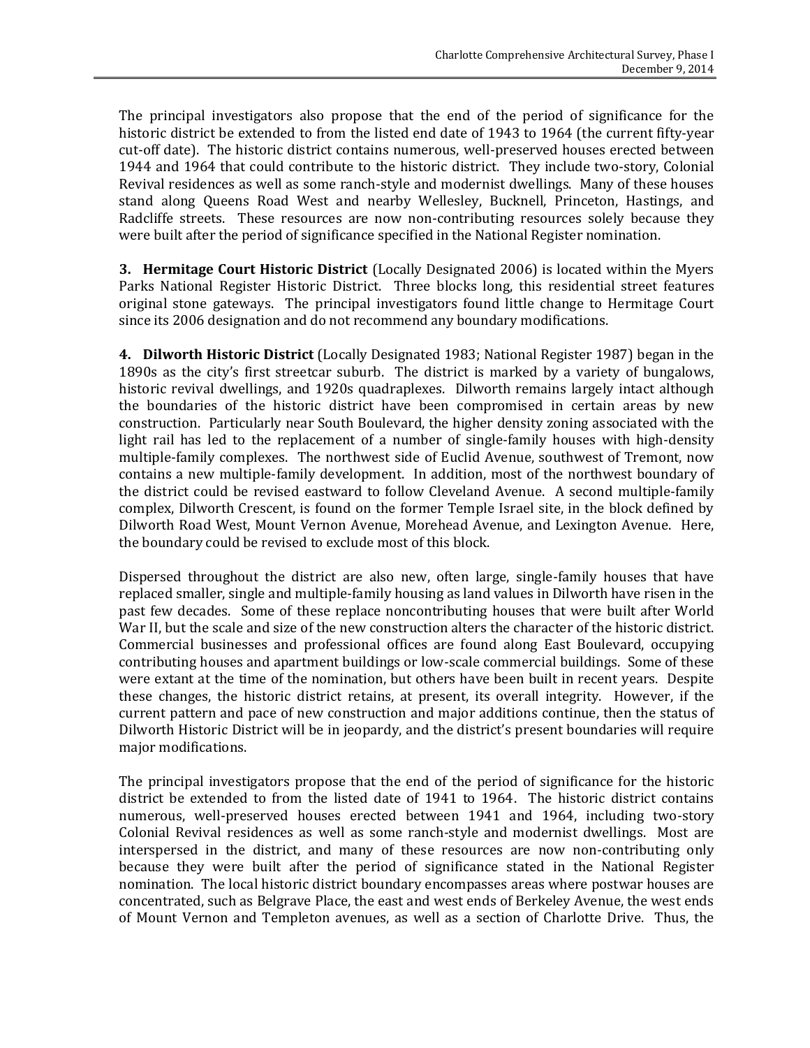The principal investigators also propose that the end of the period of significance for the historic district be extended to from the listed end date of 1943 to 1964 (the current fifty-year cut-off date). The historic district contains numerous, well-preserved houses erected between 1944 and 1964 that could contribute to the historic district. They include two-story, Colonial Revival residences as well as some ranch-style and modernist dwellings. Many of these houses stand along Queens Road West and nearby Wellesley, Bucknell, Princeton, Hastings, and Radcliffe streets. These resources are now non-contributing resources solely because they were built after the period of significance specified in the National Register nomination.

**3. Hermitage Court Historic District** (Locally Designated 2006) is located within the Myers Parks National Register Historic District. Three blocks long, this residential street features original stone gateways. The principal investigators found little change to Hermitage Court since its 2006 designation and do not recommend any boundary modifications.

**4. Dilworth Historic District** (Locally Designated 1983; National Register 1987) began in the 1890s as the city's first streetcar suburb. The district is marked by a variety of bungalows, historic revival dwellings, and 1920s quadraplexes. Dilworth remains largely intact although the boundaries of the historic district have been compromised in certain areas by new construction. Particularly near South Boulevard, the higher density zoning associated with the light rail has led to the replacement of a number of single-family houses with high-density multiple-family complexes. The northwest side of Euclid Avenue, southwest of Tremont, now contains a new multiple-family development. In addition, most of the northwest boundary of the district could be revised eastward to follow Cleveland Avenue. A second multiple-family complex, Dilworth Crescent, is found on the former Temple Israel site, in the block defined by Dilworth Road West, Mount Vernon Avenue, Morehead Avenue, and Lexington Avenue. Here, the boundary could be revised to exclude most of this block.

Dispersed throughout the district are also new, often large, single-family houses that have replaced smaller, single and multiple-family housing as land values in Dilworth have risen in the past few decades. Some of these replace noncontributing houses that were built after World War II, but the scale and size of the new construction alters the character of the historic district. Commercial businesses and professional offices are found along East Boulevard, occupying contributing houses and apartment buildings or low-scale commercial buildings. Some of these were extant at the time of the nomination, but others have been built in recent years. Despite these changes, the historic district retains, at present, its overall integrity. However, if the current pattern and pace of new construction and major additions continue, then the status of Dilworth Historic District will be in jeopardy, and the district's present boundaries will require major modifications.

The principal investigators propose that the end of the period of significance for the historic district be extended to from the listed date of 1941 to 1964. The historic district contains numerous, well-preserved houses erected between 1941 and 1964, including two-story Colonial Revival residences as well as some ranch-style and modernist dwellings. Most are interspersed in the district, and many of these resources are now non-contributing only because they were built after the period of significance stated in the National Register nomination. The local historic district boundary encompasses areas where postwar houses are concentrated, such as Belgrave Place, the east and west ends of Berkeley Avenue, the west ends of Mount Vernon and Templeton avenues, as well as a section of Charlotte Drive. Thus, the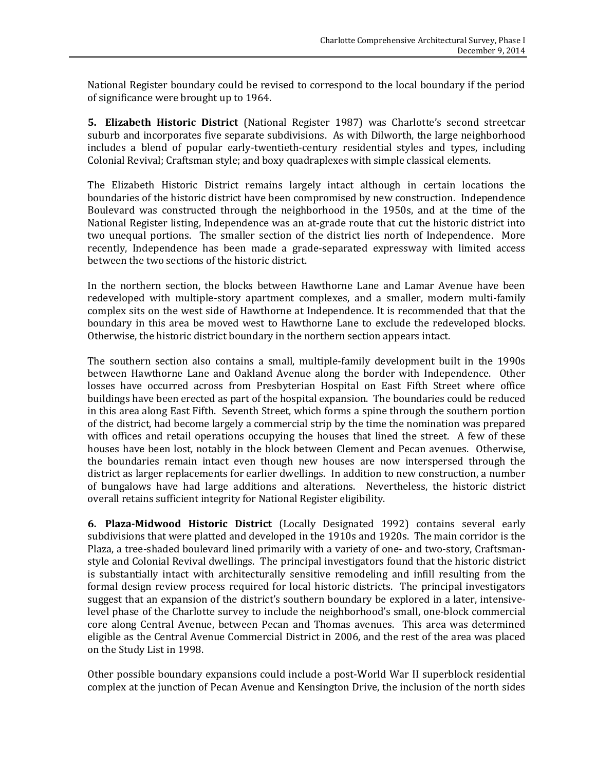National Register boundary could be revised to correspond to the local boundary if the period of significance were brought up to 1964.

**5. Elizabeth Historic District** (National Register 1987) was Charlotte's second streetcar suburb and incorporates five separate subdivisions. As with Dilworth, the large neighborhood includes a blend of popular early-twentieth-century residential styles and types, including Colonial Revival; Craftsman style; and boxy quadraplexes with simple classical elements.

The Elizabeth Historic District remains largely intact although in certain locations the boundaries of the historic district have been compromised by new construction. Independence Boulevard was constructed through the neighborhood in the 1950s, and at the time of the National Register listing, Independence was an at-grade route that cut the historic district into two unequal portions. The smaller section of the district lies north of Independence. More recently, Independence has been made a grade-separated expressway with limited access between the two sections of the historic district.

In the northern section, the blocks between Hawthorne Lane and Lamar Avenue have been redeveloped with multiple-story apartment complexes, and a smaller, modern multi-family complex sits on the west side of Hawthorne at Independence. It is recommended that that the boundary in this area be moved west to Hawthorne Lane to exclude the redeveloped blocks. Otherwise, the historic district boundary in the northern section appears intact.

The southern section also contains a small, multiple-family development built in the 1990s between Hawthorne Lane and Oakland Avenue along the border with Independence. Other losses have occurred across from Presbyterian Hospital on East Fifth Street where office buildings have been erected as part of the hospital expansion. The boundaries could be reduced in this area along East Fifth. Seventh Street, which forms a spine through the southern portion of the district, had become largely a commercial strip by the time the nomination was prepared with offices and retail operations occupying the houses that lined the street. A few of these houses have been lost, notably in the block between Clement and Pecan avenues. Otherwise, the boundaries remain intact even though new houses are now interspersed through the district as larger replacements for earlier dwellings. In addition to new construction, a number of bungalows have had large additions and alterations. Nevertheless, the historic district overall retains sufficient integrity for National Register eligibility.

**6. Plaza-Midwood Historic District** (Locally Designated 1992) contains several early subdivisions that were platted and developed in the 1910s and 1920s. The main corridor is the Plaza, a tree-shaded boulevard lined primarily with a variety of one- and two-story, Craftsman-style and Colonial Revival dwellings. The principal investigators found that the historic district is substantially intact with architecturally sensitive remodeling and infill resulting from the formal design review process required for local historic districts. The principal investigators suggest that an expansion of the district's southern boundary be explored in a later, intensive-level phase of the Charlotte survey to include the neighborhood's small, one-block commercial core along Central Avenue, between Pecan and Thomas avenues. This area was determined eligible as the Central Avenue Commercial District in 2006, and the rest of the area was placed on the Study List in 1998.

Other possible boundary expansions could include a post-World War II superblock residential complex at the junction of Pecan Avenue and Kensington Drive, the inclusion of the north sides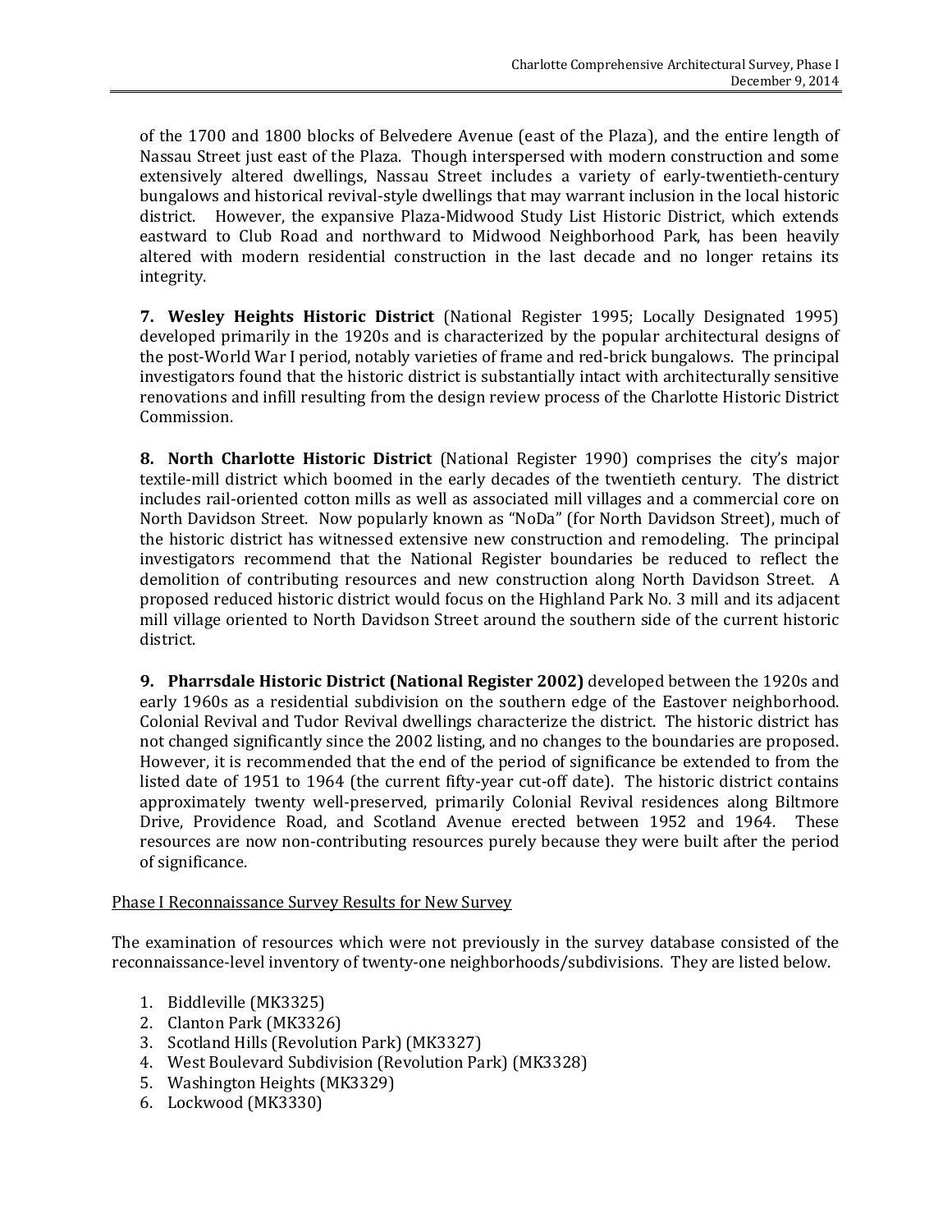of the 1700 and 1800 blocks of Belvedere Avenue (east of the Plaza), and the entire length of Nassau Street just east of the Plaza. Though interspersed with modern construction and some extensively altered dwellings, Nassau Street includes a variety of early-twentieth-century bungalows and historical revival-style dwellings that may warrant inclusion in the local historic district. However, the expansive Plaza-Midwood Study List Historic District, which extends eastward to Club Road and northward to Midwood Neighborhood Park, has been heavily altered with modern residential construction in the last decade and no longer retains its integrity.

**7. Wesley Heights Historic District** (National Register 1995; Locally Designated 1995) developed primarily in the 1920s and is characterized by the popular architectural designs of the post-World War I period, notably varieties of frame and red-brick bungalows. The principal investigators found that the historic district is substantially intact with architecturally sensitive renovations and infill resulting from the design review process of the Charlotte Historic District Commission.

**8. North Charlotte Historic District** (National Register 1990) comprises the city's major textile-mill district which boomed in the early decades of the twentieth century. The district includes rail-oriented cotton mills as well as associated mill villages and a commercial core on North Davidson Street. Now popularly known as "NoDa" (for North Davidson Street), much of the historic district has witnessed extensive new construction and remodeling. The principal investigators recommend that the National Register boundaries be reduced to reflect the demolition of contributing resources and new construction along North Davidson Street. A proposed reduced historic district would focus on the Highland Park No. 3 mill and its adjacent mill village oriented to North Davidson Street around the southern side of the current historic district.

**9. Pharrsdale Historic District (National Register 2002)** developed between the 1920s and early 1960s as a residential subdivision on the southern edge of the Eastover neighborhood. Colonial Revival and Tudor Revival dwellings characterize the district. The historic district has not changed significantly since the 2002 listing, and no changes to the boundaries are proposed. However, it is recommended that the end of the period of significance be extended to from the listed date of 1951 to 1964 (the current fifty-year cut-off date). The historic district contains approximately twenty well-preserved, primarily Colonial Revival residences along Biltmore Drive, Providence Road, and Scotland Avenue erected between 1952 and 1964. These resources are now non-contributing resources purely because they were built after the period of significance.

Phase I Reconnaissance Survey Results for New Survey

The examination of resources which were not previously in the survey database consisted of the reconnaissance-level inventory of twenty-one neighborhoods/subdivisions. They are listed below.

1. Biddleville (MK3325)
2. Clanton Park (MK3326)
3. Scotland Hills (Revolution Park) (MK3327)
4. West Boulevard Subdivision (Revolution Park) (MK3328)
5. Washington Heights (MK3329)
6. Lockwood (MK3330)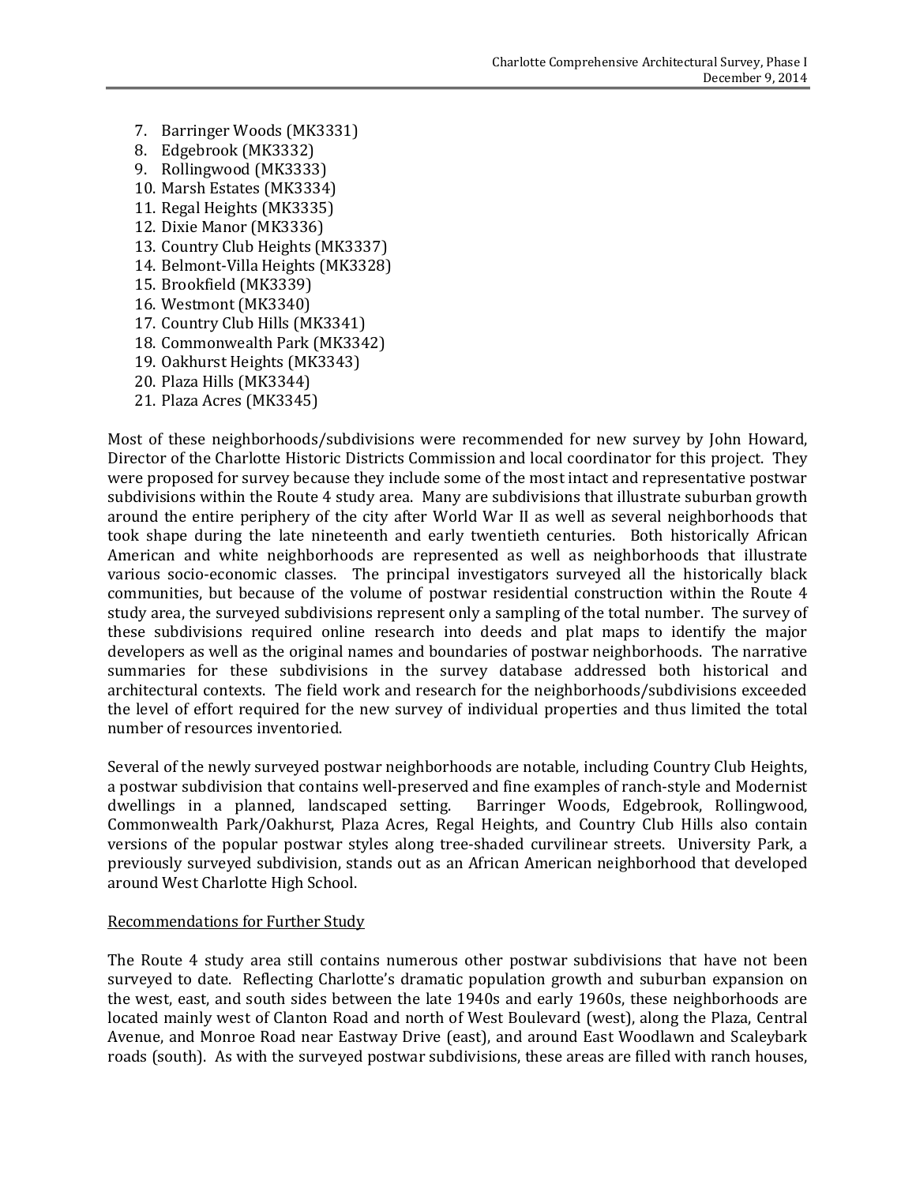7. Barringer Woods (MK3331)
8. Edgebrook (MK3332)
9. Rollingwood (MK3333)
10. Marsh Estates (MK3334)
11. Regal Heights (MK3335)
12. Dixie Manor (MK3336)
13. Country Club Heights (MK3337)
14. Belmont-Villa Heights (MK3328)
15. Brookfield (MK3339)
16. Westmont (MK3340)
17. Country Club Hills (MK3341)
18. Commonwealth Park (MK3342)
19. Oakhurst Heights (MK3343)
20. Plaza Hills (MK3344)
21. Plaza Acres (MK3345)

Most of these neighborhoods/subdivisions were recommended for new survey by John Howard, Director of the Charlotte Historic Districts Commission and local coordinator for this project. They were proposed for survey because they include some of the most intact and representative postwar subdivisions within the Route 4 study area. Many are subdivisions that illustrate suburban growth around the entire periphery of the city after World War II as well as several neighborhoods that took shape during the late nineteenth and early twentieth centuries. Both historically African American and white neighborhoods are represented as well as neighborhoods that illustrate various socio-economic classes. The principal investigators surveyed all the historically black communities, but because of the volume of postwar residential construction within the Route 4 study area, the surveyed subdivisions represent only a sampling of the total number. The survey of these subdivisions required online research into deeds and plat maps to identify the major developers as well as the original names and boundaries of postwar neighborhoods. The narrative summaries for these subdivisions in the survey database addressed both historical and architectural contexts. The field work and research for the neighborhoods/subdivisions exceeded the level of effort required for the new survey of individual properties and thus limited the total number of resources inventoried.

Several of the newly surveyed postwar neighborhoods are notable, including Country Club Heights, a postwar subdivision that contains well-preserved and fine examples of ranch-style and Modernist dwellings in a planned, landscaped setting. Barringer Woods, Edgebrook, Rollingwood, Commonwealth Park/Oakhurst, Plaza Acres, Regal Heights, and Country Club Hills also contain versions of the popular postwar styles along tree-shaded curvilinear streets. University Park, a previously surveyed subdivision, stands out as an African American neighborhood that developed around West Charlotte High School.

<u>Recommendations for Further Study</u>

The Route 4 study area still contains numerous other postwar subdivisions that have not been surveyed to date. Reflecting Charlotte's dramatic population growth and suburban expansion on the west, east, and south sides between the late 1940s and early 1960s, these neighborhoods are located mainly west of Clanton Road and north of West Boulevard (west), along the Plaza, Central Avenue, and Monroe Road near Eastway Drive (east), and around East Woodlawn and Scaleybark roads (south). As with the surveyed postwar subdivisions, these areas are filled with ranch houses,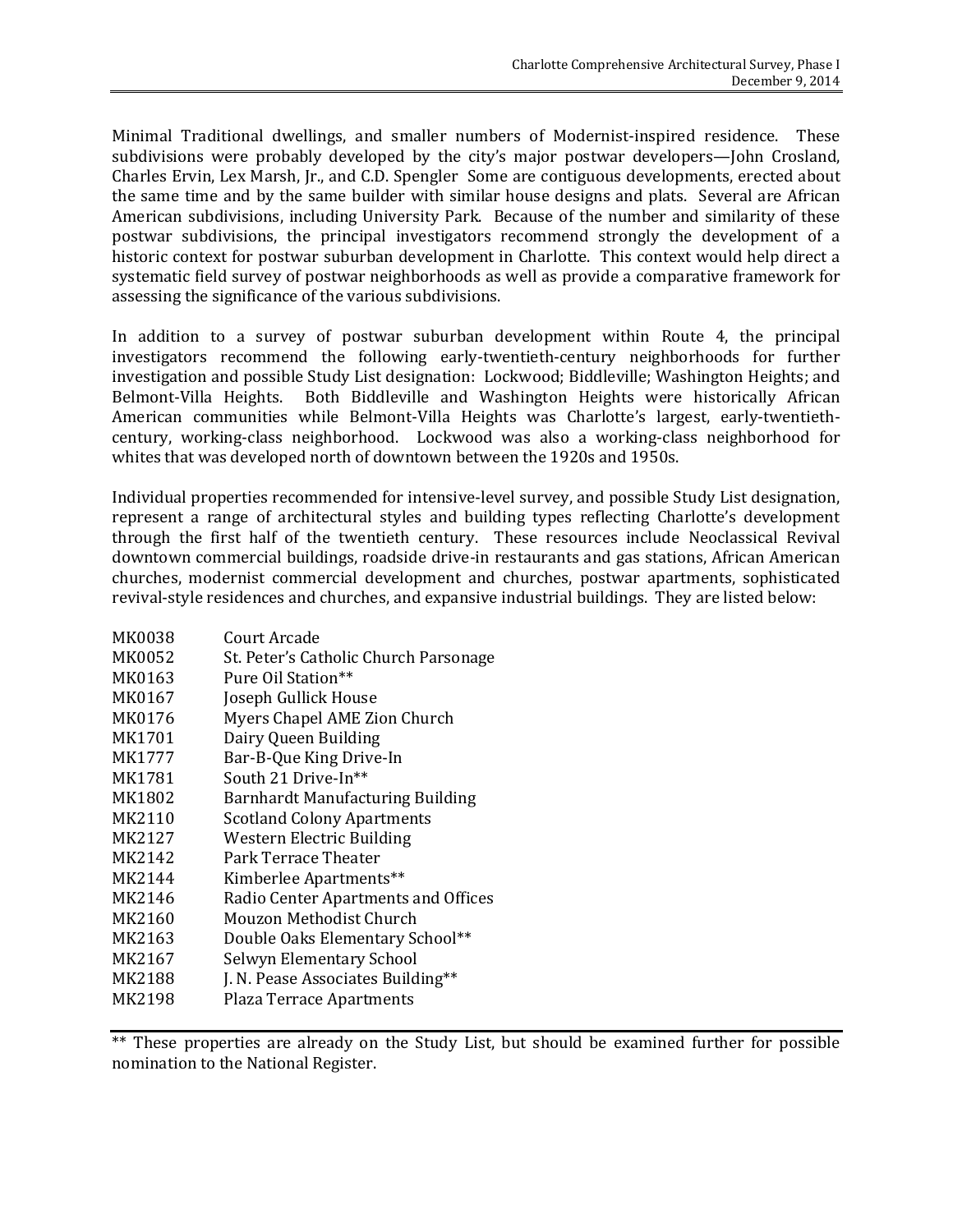Minimal Traditional dwellings, and smaller numbers of Modernist-inspired residence. These subdivisions were probably developed by the city's major postwar developers—John Crosland, Charles Ervin, Lex Marsh, Jr., and C.D. Spengler Some are contiguous developments, erected about the same time and by the same builder with similar house designs and plats. Several are African American subdivisions, including University Park. Because of the number and similarity of these postwar subdivisions, the principal investigators recommend strongly the development of a historic context for postwar suburban development in Charlotte. This context would help direct a systematic field survey of postwar neighborhoods as well as provide a comparative framework for assessing the significance of the various subdivisions.

In addition to a survey of postwar suburban development within Route 4, the principal investigators recommend the following early-twentieth-century neighborhoods for further investigation and possible Study List designation: Lockwood; Biddleville; Washington Heights; and Belmont-Villa Heights. Both Biddleville and Washington Heights were historically African American communities while Belmont-Villa Heights was Charlotte's largest, early-twentieth-century, working-class neighborhood. Lockwood was also a working-class neighborhood for whites that was developed north of downtown between the 1920s and 1950s.

Individual properties recommended for intensive-level survey, and possible Study List designation, represent a range of architectural styles and building types reflecting Charlotte's development through the first half of the twentieth century. These resources include Neoclassical Revival downtown commercial buildings, roadside drive-in restaurants and gas stations, African American churches, modernist commercial development and churches, postwar apartments, sophisticated revival-style residences and churches, and expansive industrial buildings. They are listed below:

| | |
|---|---|
| MK0038 | Court Arcade |
| MK0052 | St. Peter's Catholic Church Parsonage |
| MK0163 | Pure Oil Station** |
| MK0167 | Joseph Gullick House |
| MK0176 | Myers Chapel AME Zion Church |
| MK1701 | Dairy Queen Building |
| MK1777 | Bar-B-Que King Drive-In |
| MK1781 | South 21 Drive-In** |
| MK1802 | Barnhardt Manufacturing Building |
| MK2110 | Scotland Colony Apartments |
| MK2127 | Western Electric Building |
| MK2142 | Park Terrace Theater |
| MK2144 | Kimberlee Apartments** |
| MK2146 | Radio Center Apartments and Offices |
| MK2160 | Mouzon Methodist Church |
| MK2163 | Double Oaks Elementary School** |
| MK2167 | Selwyn Elementary School |
| MK2188 | J. N. Pease Associates Building** |
| MK2198 | Plaza Terrace Apartments |

** These properties are already on the Study List, but should be examined further for possible nomination to the National Register.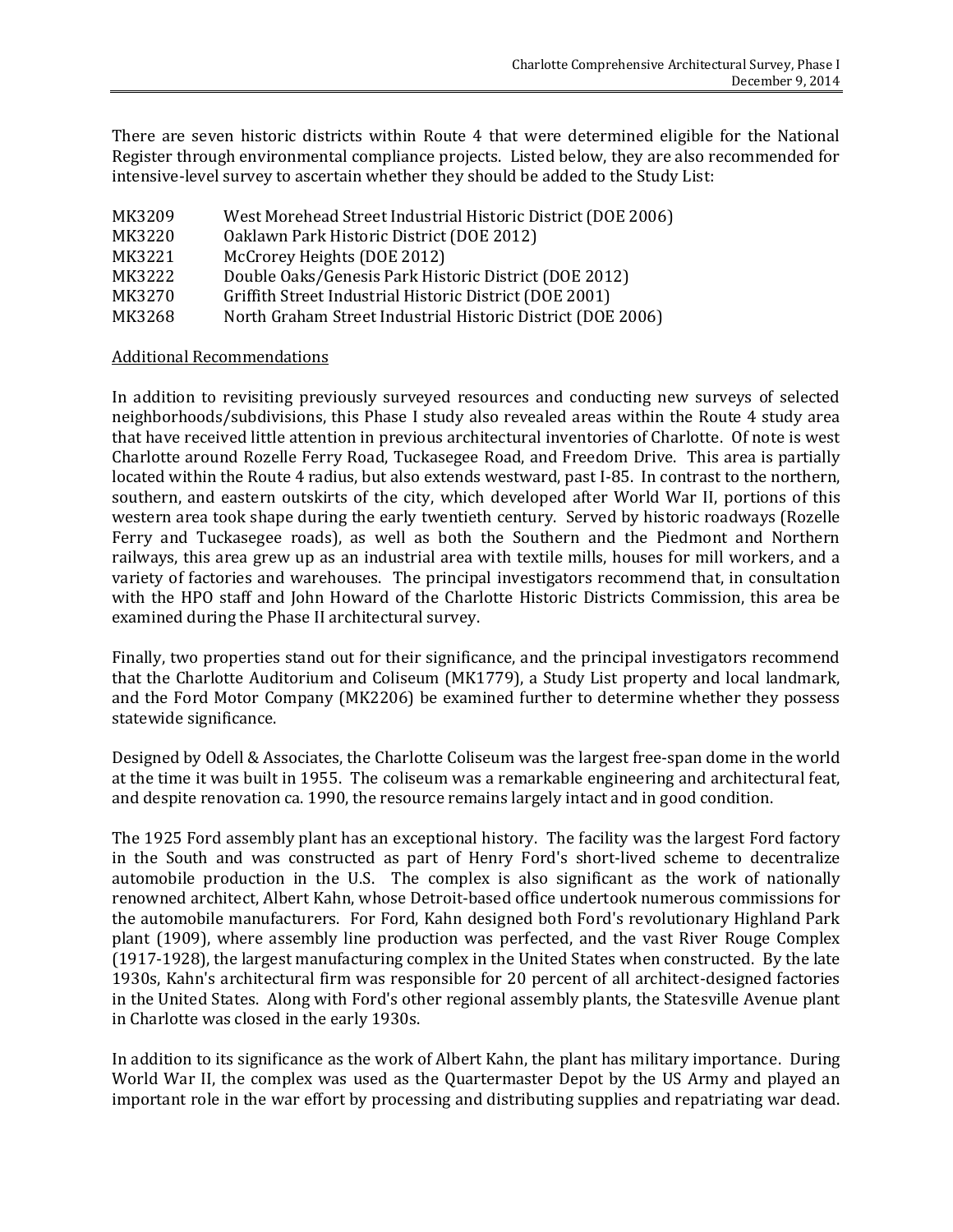There are seven historic districts within Route 4 that were determined eligible for the National Register through environmental compliance projects. Listed below, they are also recommended for intensive-level survey to ascertain whether they should be added to the Study List:

| | |
|---|---|
| MK3209 | West Morehead Street Industrial Historic District (DOE 2006) |
| MK3220 | Oaklawn Park Historic District (DOE 2012) |
| MK3221 | McCrorey Heights (DOE 2012) |
| MK3222 | Double Oaks/Genesis Park Historic District (DOE 2012) |
| MK3270 | Griffith Street Industrial Historic District (DOE 2001) |
| MK3268 | North Graham Street Industrial Historic District (DOE 2006) |

Additional Recommendations

In addition to revisiting previously surveyed resources and conducting new surveys of selected neighborhoods/subdivisions, this Phase I study also revealed areas within the Route 4 study area that have received little attention in previous architectural inventories of Charlotte. Of note is west Charlotte around Rozelle Ferry Road, Tuckasegee Road, and Freedom Drive. This area is partially located within the Route 4 radius, but also extends westward, past I-85. In contrast to the northern, southern, and eastern outskirts of the city, which developed after World War II, portions of this western area took shape during the early twentieth century. Served by historic roadways (Rozelle Ferry and Tuckasegee roads), as well as both the Southern and the Piedmont and Northern railways, this area grew up as an industrial area with textile mills, houses for mill workers, and a variety of factories and warehouses. The principal investigators recommend that, in consultation with the HPO staff and John Howard of the Charlotte Historic Districts Commission, this area be examined during the Phase II architectural survey.

Finally, two properties stand out for their significance, and the principal investigators recommend that the Charlotte Auditorium and Coliseum (MK1779), a Study List property and local landmark, and the Ford Motor Company (MK2206) be examined further to determine whether they possess statewide significance.

Designed by Odell & Associates, the Charlotte Coliseum was the largest free-span dome in the world at the time it was built in 1955. The coliseum was a remarkable engineering and architectural feat, and despite renovation ca. 1990, the resource remains largely intact and in good condition.

The 1925 Ford assembly plant has an exceptional history. The facility was the largest Ford factory in the South and was constructed as part of Henry Ford's short-lived scheme to decentralize automobile production in the U.S. The complex is also significant as the work of nationally renowned architect, Albert Kahn, whose Detroit-based office undertook numerous commissions for the automobile manufacturers. For Ford, Kahn designed both Ford's revolutionary Highland Park plant (1909), where assembly line production was perfected, and the vast River Rouge Complex (1917-1928), the largest manufacturing complex in the United States when constructed. By the late 1930s, Kahn's architectural firm was responsible for 20 percent of all architect-designed factories in the United States. Along with Ford's other regional assembly plants, the Statesville Avenue plant in Charlotte was closed in the early 1930s.

In addition to its significance as the work of Albert Kahn, the plant has military importance. During World War II, the complex was used as the Quartermaster Depot by the US Army and played an important role in the war effort by processing and distributing supplies and repatriating war dead.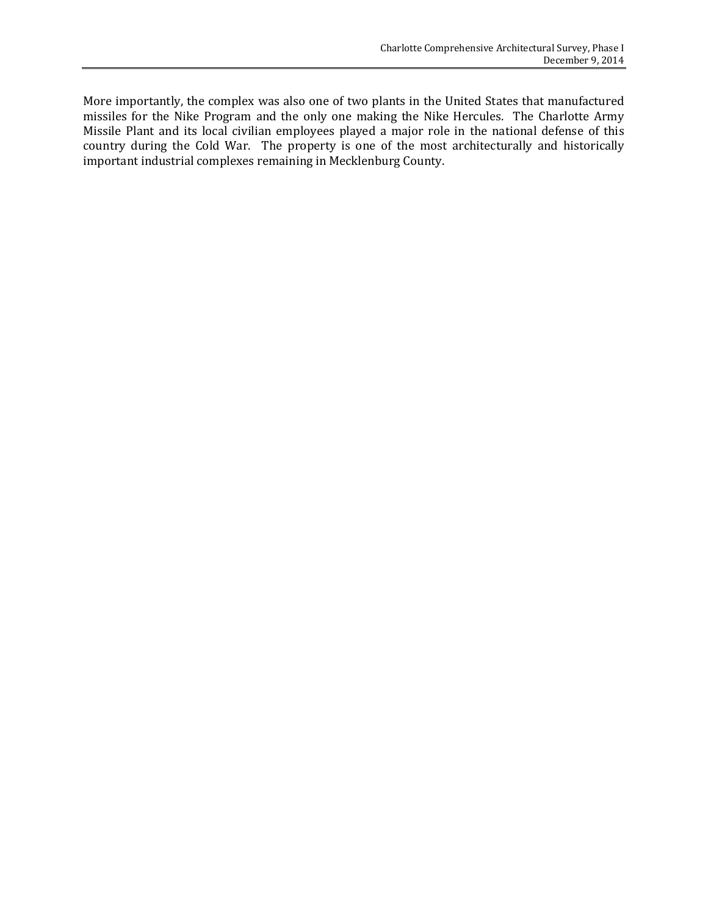More importantly, the complex was also one of two plants in the United States that manufactured missiles for the Nike Program and the only one making the Nike Hercules. The Charlotte Army Missile Plant and its local civilian employees played a major role in the national defense of this country during the Cold War. The property is one of the most architecturally and historically important industrial complexes remaining in Mecklenburg County.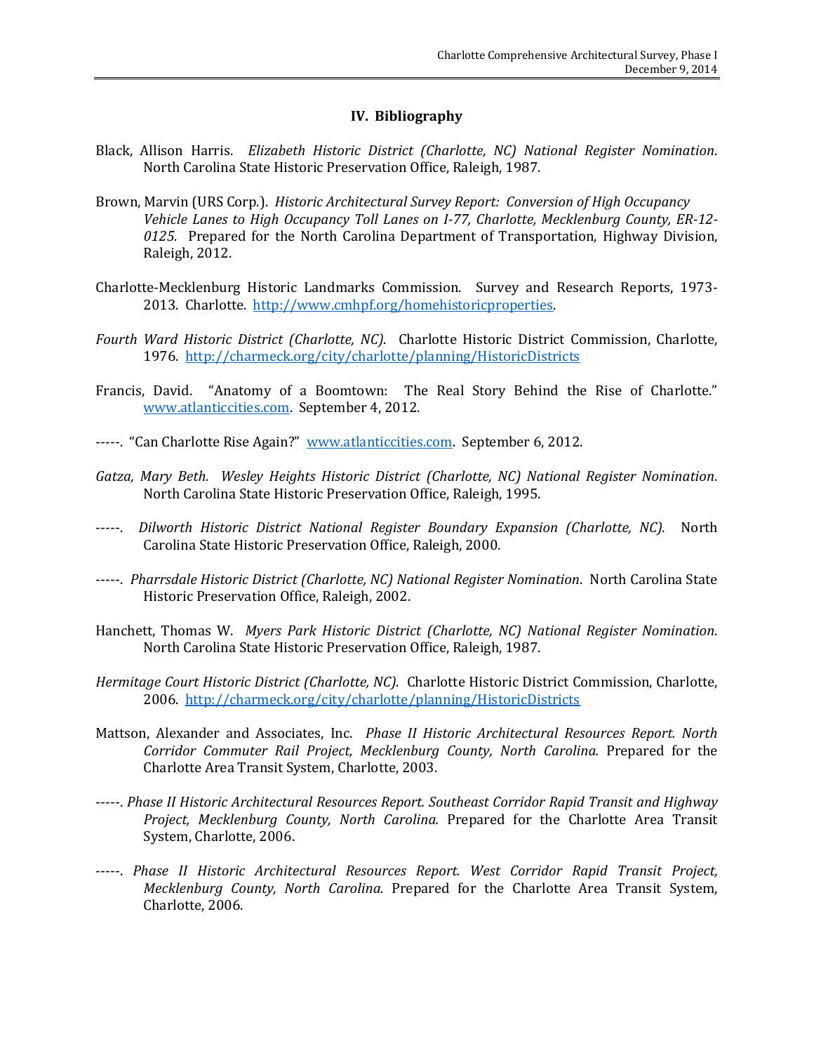## IV. Bibliography

Black, Allison Harris. *Elizabeth Historic District (Charlotte, NC) National Register Nomination*. North Carolina State Historic Preservation Office, Raleigh, 1987.

Brown, Marvin (URS Corp.). *Historic Architectural Survey Report: Conversion of High Occupancy Vehicle Lanes to High Occupancy Toll Lanes on I-77, Charlotte, Mecklenburg County, ER-12-0125.* Prepared for the North Carolina Department of Transportation, Highway Division, Raleigh, 2012.

Charlotte-Mecklenburg Historic Landmarks Commission. Survey and Research Reports, 1973-2013. Charlotte. http://www.cmhpf.org/homehistoricproperties.

*Fourth Ward Historic District (Charlotte, NC).* Charlotte Historic District Commission, Charlotte, 1976. http://charmeck.org/city/charlotte/planning/HistoricDistricts

Francis, David. "Anatomy of a Boomtown: The Real Story Behind the Rise of Charlotte." www.atlanticcities.com. September 4, 2012.

-----. "Can Charlotte Rise Again?" www.atlanticcities.com. September 6, 2012.

*Gatza, Mary Beth. Wesley Heights Historic District (Charlotte, NC) National Register Nomination*. North Carolina State Historic Preservation Office, Raleigh, 1995.

-----. *Dilworth Historic District National Register Boundary Expansion (Charlotte, NC).* North Carolina State Historic Preservation Office, Raleigh, 2000.

-----. *Pharrsdale Historic District (Charlotte, NC) National Register Nomination*. North Carolina State Historic Preservation Office, Raleigh, 2002.

Hanchett, Thomas W. *Myers Park Historic District (Charlotte, NC) National Register Nomination*. North Carolina State Historic Preservation Office, Raleigh, 1987.

*Hermitage Court Historic District (Charlotte, NC).* Charlotte Historic District Commission, Charlotte, 2006. http://charmeck.org/city/charlotte/planning/HistoricDistricts

Mattson, Alexander and Associates, Inc. *Phase II Historic Architectural Resources Report. North Corridor Commuter Rail Project, Mecklenburg County, North Carolina.* Prepared for the Charlotte Area Transit System, Charlotte, 2003.

-----. *Phase II Historic Architectural Resources Report. Southeast Corridor Rapid Transit and Highway Project, Mecklenburg County, North Carolina.* Prepared for the Charlotte Area Transit System, Charlotte, 2006.

-----. *Phase II Historic Architectural Resources Report. West Corridor Rapid Transit Project, Mecklenburg County, North Carolina.* Prepared for the Charlotte Area Transit System, Charlotte, 2006.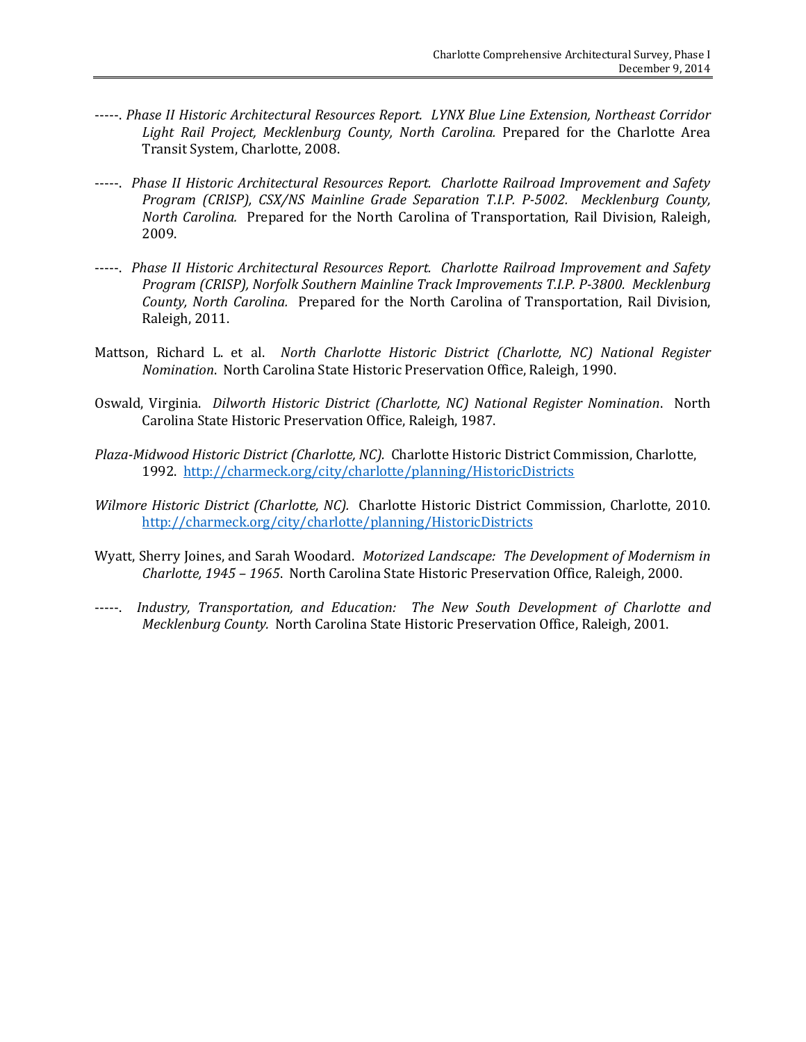-----. *Phase II Historic Architectural Resources Report. LYNX Blue Line Extension, Northeast Corridor Light Rail Project, Mecklenburg County, North Carolina.* Prepared for the Charlotte Area Transit System, Charlotte, 2008.

-----. *Phase II Historic Architectural Resources Report. Charlotte Railroad Improvement and Safety Program (CRISP), CSX/NS Mainline Grade Separation T.I.P. P-5002. Mecklenburg County, North Carolina.* Prepared for the North Carolina of Transportation, Rail Division, Raleigh, 2009.

-----. *Phase II Historic Architectural Resources Report. Charlotte Railroad Improvement and Safety Program (CRISP), Norfolk Southern Mainline Track Improvements T.I.P. P-3800. Mecklenburg County, North Carolina.* Prepared for the North Carolina of Transportation, Rail Division, Raleigh, 2011.

Mattson, Richard L. et al. *North Charlotte Historic District (Charlotte, NC) National Register Nomination*. North Carolina State Historic Preservation Office, Raleigh, 1990.

Oswald, Virginia. *Dilworth Historic District (Charlotte, NC) National Register Nomination*. North Carolina State Historic Preservation Office, Raleigh, 1987.

*Plaza-Midwood Historic District (Charlotte, NC).* Charlotte Historic District Commission, Charlotte, 1992. http://charmeck.org/city/charlotte/planning/HistoricDistricts

*Wilmore Historic District (Charlotte, NC).* Charlotte Historic District Commission, Charlotte, 2010. http://charmeck.org/city/charlotte/planning/HistoricDistricts

Wyatt, Sherry Joines, and Sarah Woodard. *Motorized Landscape: The Development of Modernism in Charlotte, 1945 – 1965*. North Carolina State Historic Preservation Office, Raleigh, 2000.

-----. *Industry, Transportation, and Education: The New South Development of Charlotte and Mecklenburg County.* North Carolina State Historic Preservation Office, Raleigh, 2001.